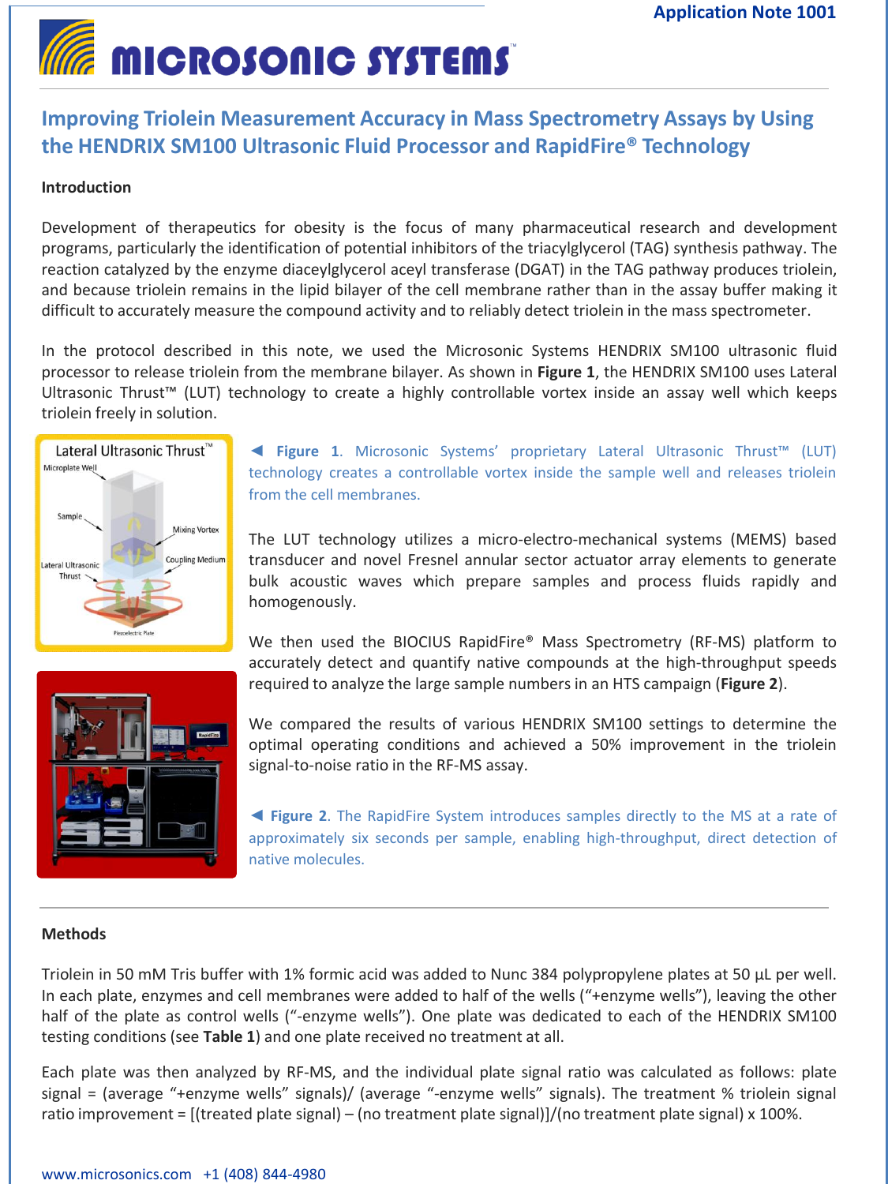Application Note 1001

# Improving Triolein Measurement Accuracy in Mass Spectrometry Assays by Using the HENDRIX SM100 Ultrasonic Fluid Processor and RapidFire® Technology

## Introduction

Development of therapeutics for obesity is the focus of many pharmaceutical research and development programs, particularly the identification of potential inhibitors of the triacylglycerol (TAG) synthesis pathway. The reaction catalyzed by the enzyme diaceylglycerol aceyl transferase (DGAT) in the TAG pathway produces triolein, and because triolein remains in the lipid bilayer of the cell membrane rather than in the assay buffer making it difficult to accurately measure the compound activity and to reliably detect triolein in the mass spectrometer.

In the protocol described in this note, we used the Microsonic Systems HENDRIX SM100 ultrasonic fluid processor to release triolein from the membrane bilayer. As shown in **Figure 1**, the HENDRIX SM100 uses Lateral Ultrasonic Thrust™ (LUT) technology to create a highly controllable vortex inside an assay well which keeps triolein freely in solution.

Lateral Ultrasonic Thrust™

Microplate Well

Sample

Mixing Vortex

Coupling Medium

Lateral Ultrasonic Thrust

Piezoelectric Plate

◄ **Figure 1**. Microsonic Systems' proprietary Lateral Ultrasonic Thrust™ (LUT) technology creates a controllable vortex inside the sample well and releases triolein from the cell membranes.

The LUT technology utilizes a micro-electro-mechanical systems (MEMS) based transducer and novel Fresnel annular sector actuator array elements to generate bulk acoustic waves which prepare samples and process fluids rapidly and homogenously.

We then used the BIOCIUS RapidFire® Mass Spectrometry (RF-MS) platform to accurately detect and quantify native compounds at the high-throughput speeds required to analyze the large sample numbers in an HTS campaign (**Figure 2**).

We compared the results of various HENDRIX SM100 settings to determine the optimal operating conditions and achieved a 50% improvement in the triolein signal-to-noise ratio in the RF-MS assay.

◄ **Figure 2**. The RapidFire System introduces samples directly to the MS at a rate of approximately six seconds per sample, enabling high-throughput, direct detection of native molecules.

## Methods

Triolein in 50 mM Tris buffer with 1% formic acid was added to Nunc 384 polypropylene plates at 50 µL per well. In each plate, enzymes and cell membranes were added to half of the wells ("+enzyme wells"), leaving the other half of the plate as control wells ("-enzyme wells"). One plate was dedicated to each of the HENDRIX SM100 testing conditions (see **Table 1**) and one plate received no treatment at all.

Each plate was then analyzed by RF-MS, and the individual plate signal ratio was calculated as follows: plate signal = (average "+enzyme wells" signals)/ (average "-enzyme wells" signals). The treatment % triolein signal ratio improvement = [(treated plate signal) – (no treatment plate signal)]/(no treatment plate signal) x 100%.

www.microsonics.com +1 (408) 844-4980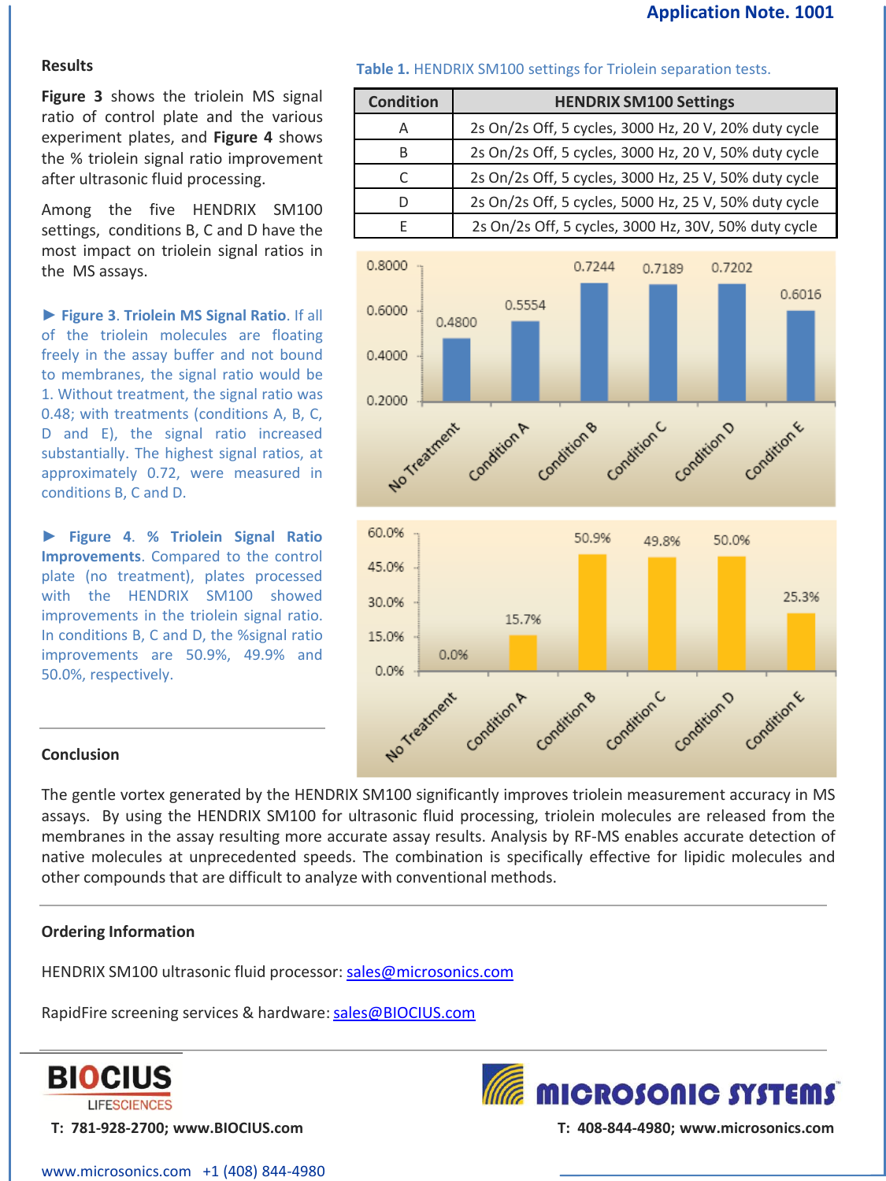## Results

**Figure 3** shows the triolein MS signal ratio of control plate and the various experiment plates, and **Figure 4** shows the % triolein signal ratio improvement after ultrasonic fluid processing.

Among the five HENDRIX SM100 settings, conditions B, C and D have the most impact on triolein signal ratios in the MS assays.

► **Figure 3**. **Triolein MS Signal Ratio**. If all of the triolein molecules are floating freely in the assay buffer and not bound to membranes, the signal ratio would be 1. Without treatment, the signal ratio was 0.48; with treatments (conditions A, B, C, D and E), the signal ratio increased substantially. The highest signal ratios, at approximately 0.72, were measured in conditions B, C and D.

► **Figure 4**. **% Triolein Signal Ratio Improvements**. Compared to the control plate (no treatment), plates processed with the HENDRIX SM100 showed improvements in the triolein signal ratio. In conditions B, C and D, the %signal ratio improvements are 50.9%, 49.9% and 50.0%, respectively.

**Table 1.** HENDRIX SM100 settings for Triolein separation tests.

| Condition | HENDRIX SM100 Settings |
|---|---|
| A | 2s On/2s Off, 5 cycles, 3000 Hz, 20 V, 20% duty cycle |
| B | 2s On/2s Off, 5 cycles, 3000 Hz, 20 V, 50% duty cycle |
| C | 2s On/2s Off, 5 cycles, 3000 Hz, 25 V, 50% duty cycle |
| D | 2s On/2s Off, 5 cycles, 5000 Hz, 25 V, 50% duty cycle |
| E | 2s On/2s Off, 5 cycles, 3000 Hz, 30V, 50% duty cycle |

0.8000
0.6000
0.4000
0.2000
0.4800
0.5554
0.7244
0.7189
0.7202
0.6016
No Treatment
Condition A
Condition B
Condition C
Condition D
Condition E

60.0%
45.0%
30.0%
15.0%
0.0%
0.0%
15.7%
50.9%
49.8%
50.0%
25.3%
No Treatment
Condition A
Condition B
Condition C
Condition D
Condition E

## Conclusion

The gentle vortex generated by the HENDRIX SM100 significantly improves triolein measurement accuracy in MS assays. By using the HENDRIX SM100 for ultrasonic fluid processing, triolein molecules are released from the membranes in the assay resulting more accurate assay results. Analysis by RF-MS enables accurate detection of native molecules at unprecedented speeds. The combination is specifically effective for lipidic molecules and other compounds that are difficult to analyze with conventional methods.

## Ordering Information

HENDRIX SM100 ultrasonic fluid processor: sales@microsonics.com

RapidFire screening services & hardware: sales@BIOCIUS.com

BIOCIUS LIFESCIENCES

T: 781-928-2700; www.BIOCIUS.com

MICROSONIC SYSTEMS

T: 408-844-4980; www.microsonics.com